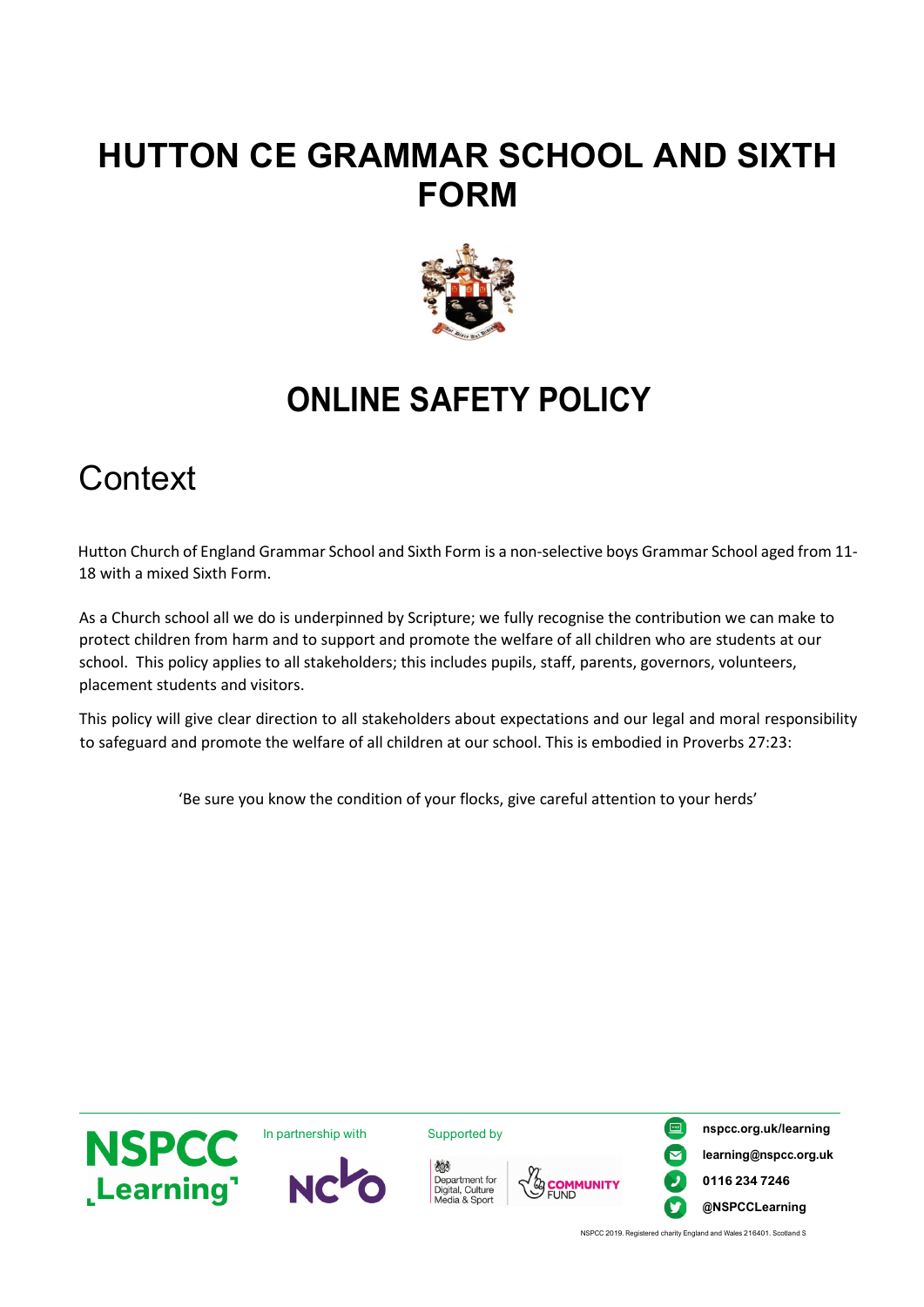# HUTTON CE GRAMMAR SCHOOL AND SIXTH FORM

# ONLINE SAFETY POLICY

## Context

Hutton Church of England Grammar School and Sixth Form is a non-selective boys Grammar School aged from 11-18 with a mixed Sixth Form.

As a Church school all we do is underpinned by Scripture; we fully recognise the contribution we can make to protect children from harm and to support and promote the welfare of all children who are students at our school. This policy applies to all stakeholders; this includes pupils, staff, parents, governors, volunteers, placement students and visitors.

This policy will give clear direction to all stakeholders about expectations and our legal and moral responsibility to safeguard and promote the welfare of all children at our school. This is embodied in Proverbs 27:23:

'Be sure you know the condition of your flocks, give careful attention to your herds'

NSPCC Learning

In partnership with NCVO

Supported by Department for Digital, Culture Media & Sport, Community Fund

nspcc.org.uk/learning
learning@nspcc.org.uk
0116 234 7246
@NSPCCLearning

NSPCC 2019. Registered charity England and Wales 216401. Scotland S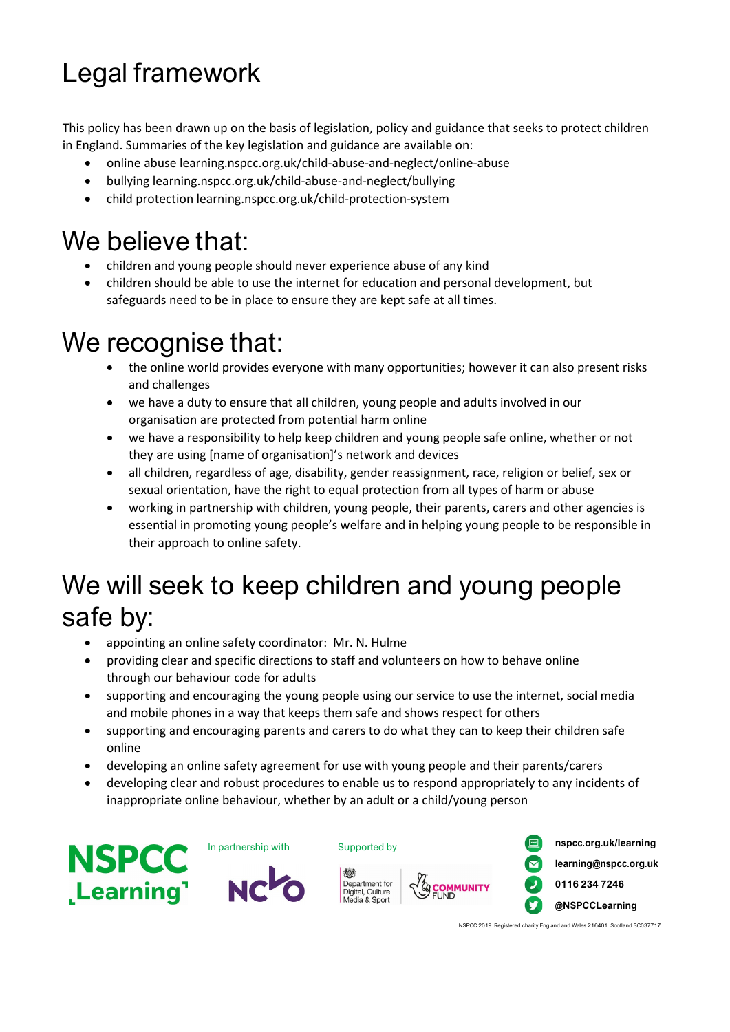# Legal framework

This policy has been drawn up on the basis of legislation, policy and guidance that seeks to protect children in England. Summaries of the key legislation and guidance are available on:

- online abuse learning.nspcc.org.uk/child-abuse-and-neglect/online-abuse
- bullying learning.nspcc.org.uk/child-abuse-and-neglect/bullying
- child protection learning.nspcc.org.uk/child-protection-system

# We believe that:

- children and young people should never experience abuse of any kind
- children should be able to use the internet for education and personal development, but safeguards need to be in place to ensure they are kept safe at all times.

# We recognise that:

- the online world provides everyone with many opportunities; however it can also present risks and challenges
- we have a duty to ensure that all children, young people and adults involved in our organisation are protected from potential harm online
- we have a responsibility to help keep children and young people safe online, whether or not they are using [name of organisation]'s network and devices
- all children, regardless of age, disability, gender reassignment, race, religion or belief, sex or sexual orientation, have the right to equal protection from all types of harm or abuse
- working in partnership with children, young people, their parents, carers and other agencies is essential in promoting young people's welfare and in helping young people to be responsible in their approach to online safety.

# We will seek to keep children and young people safe by:

- appointing an online safety coordinator: Mr. N. Hulme
- providing clear and specific directions to staff and volunteers on how to behave online through our behaviour code for adults
- supporting and encouraging the young people using our service to use the internet, social media and mobile phones in a way that keeps them safe and shows respect for others
- supporting and encouraging parents and carers to do what they can to keep their children safe online
- developing an online safety agreement for use with young people and their parents/carers
- developing clear and robust procedures to enable us to respond appropriately to any incidents of inappropriate online behaviour, whether by an adult or a child/young person

NSPCC Learning

In partnership with NCVO

Supported by Department for Digital, Culture Media & Sport | Community Fund

nspcc.org.uk/learning
learning@nspcc.org.uk
0116 234 7246
@NSPCCLearning

NSPCC 2019. Registered charity England and Wales 216401. Scotland SC037717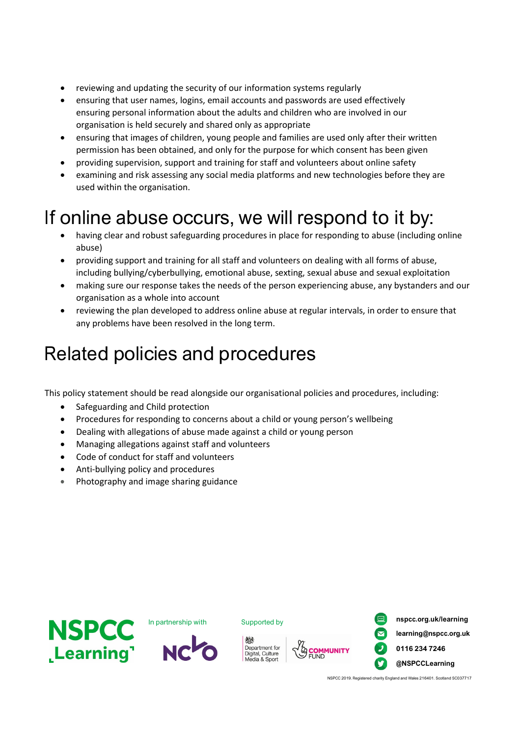- reviewing and updating the security of our information systems regularly
- ensuring that user names, logins, email accounts and passwords are used effectively ensuring personal information about the adults and children who are involved in our organisation is held securely and shared only as appropriate
- ensuring that images of children, young people and families are used only after their written permission has been obtained, and only for the purpose for which consent has been given
- providing supervision, support and training for staff and volunteers about online safety
- examining and risk assessing any social media platforms and new technologies before they are used within the organisation.

# If online abuse occurs, we will respond to it by:

- having clear and robust safeguarding procedures in place for responding to abuse (including online abuse)
- providing support and training for all staff and volunteers on dealing with all forms of abuse, including bullying/cyberbullying, emotional abuse, sexting, sexual abuse and sexual exploitation
- making sure our response takes the needs of the person experiencing abuse, any bystanders and our organisation as a whole into account
- reviewing the plan developed to address online abuse at regular intervals, in order to ensure that any problems have been resolved in the long term.

# Related policies and procedures

This policy statement should be read alongside our organisational policies and procedures, including:

- Safeguarding and Child protection
- Procedures for responding to concerns about a child or young person's wellbeing
- Dealing with allegations of abuse made against a child or young person
- Managing allegations against staff and volunteers
- Code of conduct for staff and volunteers
- Anti-bullying policy and procedures
- Photography and image sharing guidance

NSPCC Learning

In partnership with NCVO

Supported by Department for Digital, Culture Media & Sport | Community Fund

nspcc.org.uk/learning
learning@nspcc.org.uk
0116 234 7246
@NSPCCLearning

NSPCC 2019. Registered charity England and Wales 216401. Scotland SC037717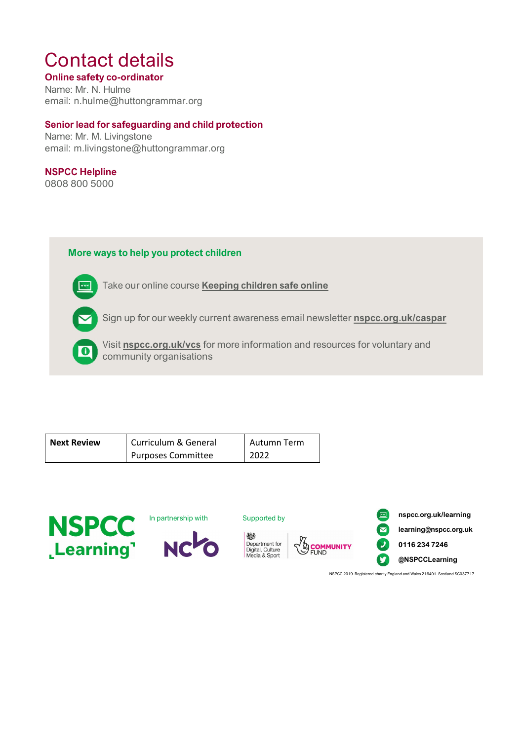# Contact details

**Online safety co-ordinator**
Name: Mr. N. Hulme
email: n.hulme@huttongrammar.org

**Senior lead for safeguarding and child protection**
Name: Mr. M. Livingstone
email: m.livingstone@huttongrammar.org

**NSPCC Helpline**
0808 800 5000

## More ways to help you protect children

- Take our online course **Keeping children safe online**
- Sign up for our weekly current awareness email newsletter **nspcc.org.uk/caspar**
- Visit **nspcc.org.uk/vcs** for more information and resources for voluntary and community organisations

| | | |
|---|---|---|
| **Next Review** | Curriculum & General Purposes Committee | Autumn Term 2022 |

NSPCC Learning

In partnership with NCVO

Supported by Department for Digital, Culture Media & Sport; Community Fund

**nspcc.org.uk/learning**
**learning@nspcc.org.uk**
**0116 234 7246**
**@NSPCCLearning**

NSPCC 2019. Registered charity England and Wales 216401. Scotland SC037717